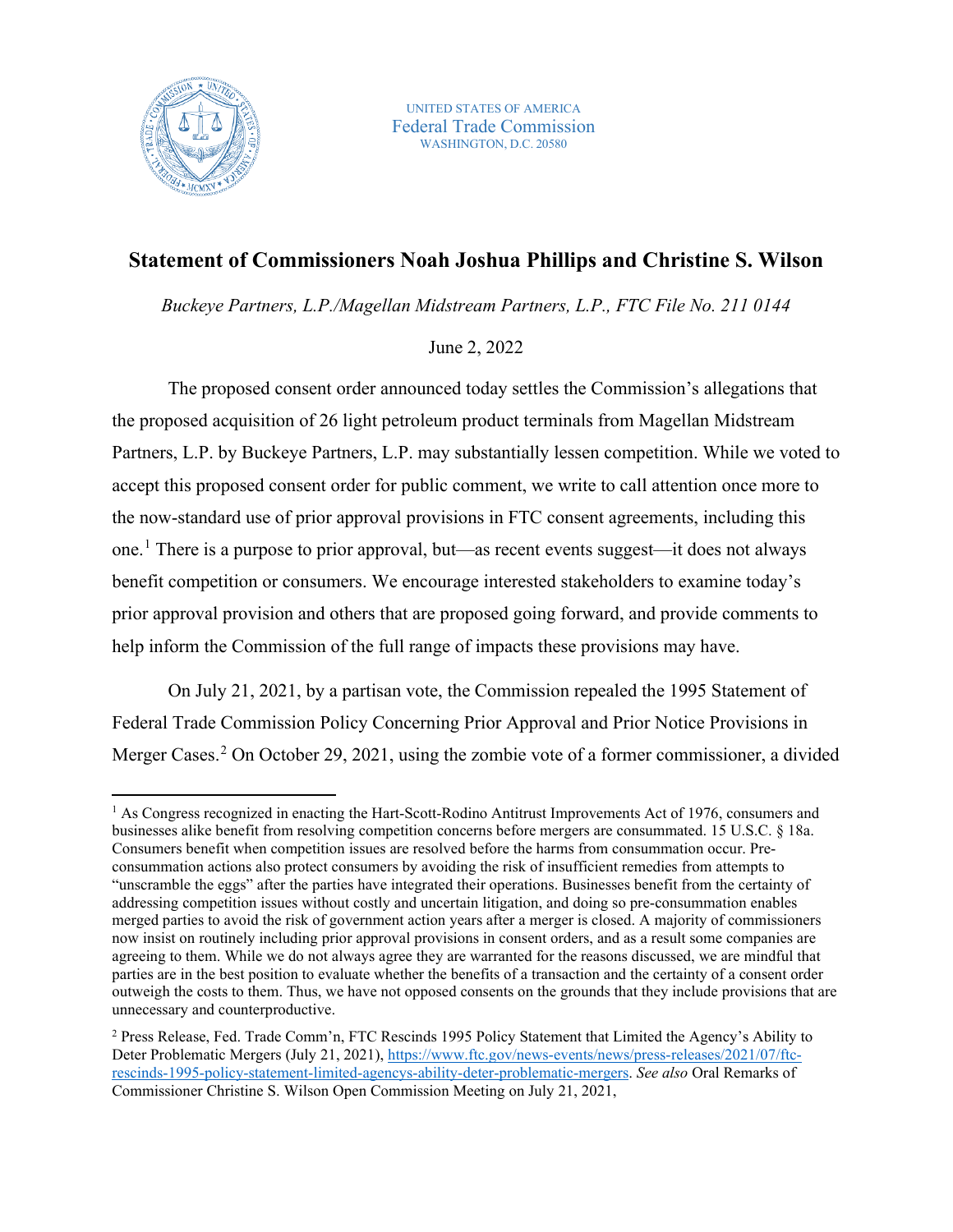UNITED STATES OF AMERICA
Federal Trade Commission
WASHINGTON, D.C. 20580

# Statement of Commissioners Noah Joshua Phillips and Christine S. Wilson

*Buckeye Partners, L.P./Magellan Midstream Partners, L.P., FTC File No. 211 0144*

June 2, 2022

The proposed consent order announced today settles the Commission's allegations that the proposed acquisition of 26 light petroleum product terminals from Magellan Midstream Partners, L.P. by Buckeye Partners, L.P. may substantially lessen competition. While we voted to accept this proposed consent order for public comment, we write to call attention once more to the now-standard use of prior approval provisions in FTC consent agreements, including this one.[1] There is a purpose to prior approval, but—as recent events suggest—it does not always benefit competition or consumers. We encourage interested stakeholders to examine today's prior approval provision and others that are proposed going forward, and provide comments to help inform the Commission of the full range of impacts these provisions may have.

On July 21, 2021, by a partisan vote, the Commission repealed the 1995 Statement of Federal Trade Commission Policy Concerning Prior Approval and Prior Notice Provisions in Merger Cases.[2] On October 29, 2021, using the zombie vote of a former commissioner, a divided

---

[1] As Congress recognized in enacting the Hart-Scott-Rodino Antitrust Improvements Act of 1976, consumers and businesses alike benefit from resolving competition concerns before mergers are consummated. 15 U.S.C. § 18a. Consumers benefit when competition issues are resolved before the harms from consummation occur. Pre-consummation actions also protect consumers by avoiding the risk of insufficient remedies from attempts to "unscramble the eggs" after the parties have integrated their operations. Businesses benefit from the certainty of addressing competition issues without costly and uncertain litigation, and doing so pre-consummation enables merged parties to avoid the risk of government action years after a merger is closed. A majority of commissioners now insist on routinely including prior approval provisions in consent orders, and as a result some companies are agreeing to them. While we do not always agree they are warranted for the reasons discussed, we are mindful that parties are in the best position to evaluate whether the benefits of a transaction and the certainty of a consent order outweigh the costs to them. Thus, we have not opposed consents on the grounds that they include provisions that are unnecessary and counterproductive.

[2] Press Release, Fed. Trade Comm'n, FTC Rescinds 1995 Policy Statement that Limited the Agency's Ability to Deter Problematic Mergers (July 21, 2021), https://www.ftc.gov/news-events/news/press-releases/2021/07/ftc-rescinds-1995-policy-statement-limited-agencys-ability-deter-problematic-mergers. *See also* Oral Remarks of Commissioner Christine S. Wilson Open Commission Meeting on July 21, 2021,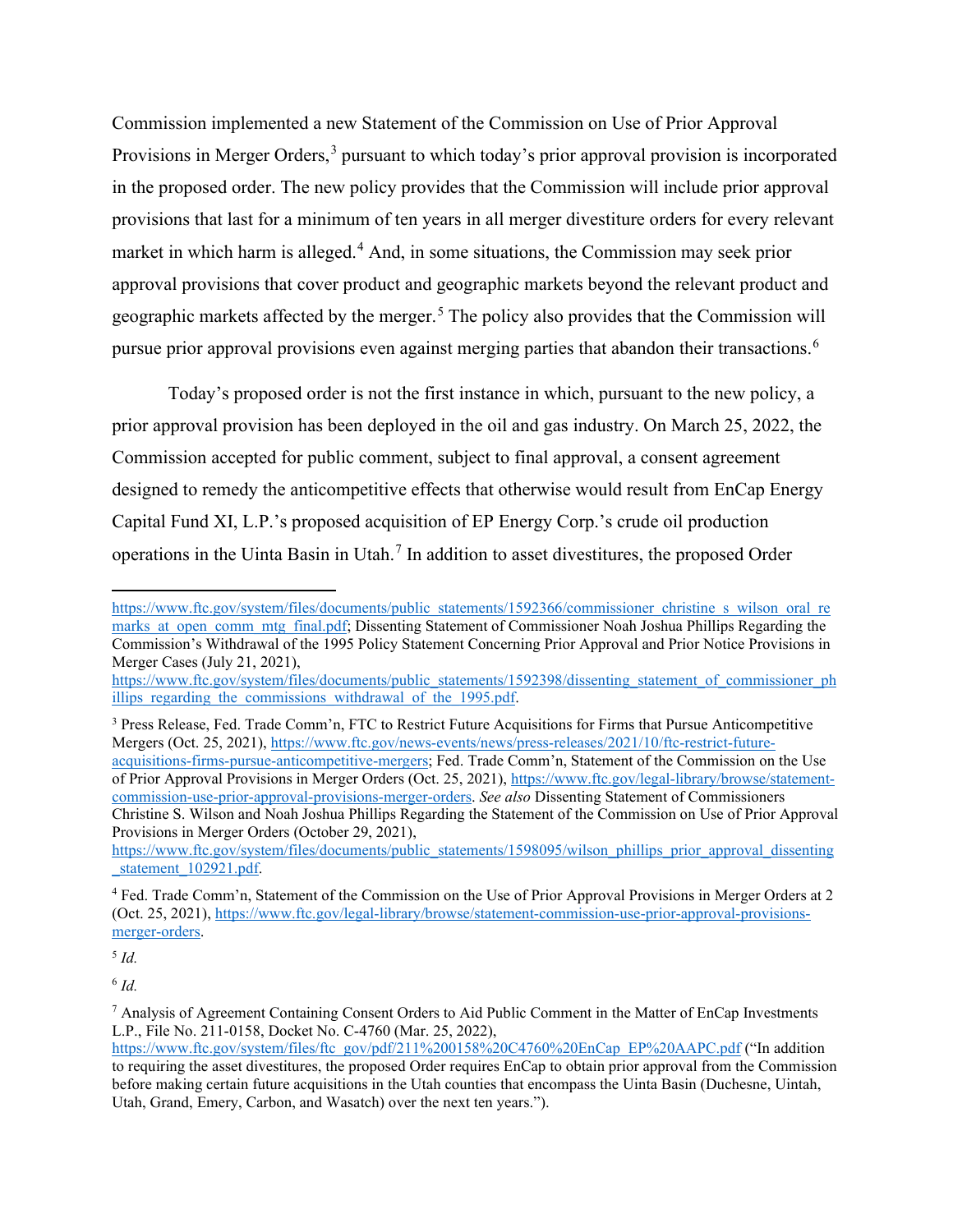Commission implemented a new Statement of the Commission on Use of Prior Approval Provisions in Merger Orders,[3] pursuant to which today's prior approval provision is incorporated in the proposed order. The new policy provides that the Commission will include prior approval provisions that last for a minimum of ten years in all merger divestiture orders for every relevant market in which harm is alleged.[4] And, in some situations, the Commission may seek prior approval provisions that cover product and geographic markets beyond the relevant product and geographic markets affected by the merger.[5] The policy also provides that the Commission will pursue prior approval provisions even against merging parties that abandon their transactions.[6]

Today's proposed order is not the first instance in which, pursuant to the new policy, a prior approval provision has been deployed in the oil and gas industry. On March 25, 2022, the Commission accepted for public comment, subject to final approval, a consent agreement designed to remedy the anticompetitive effects that otherwise would result from EnCap Energy Capital Fund XI, L.P.'s proposed acquisition of EP Energy Corp.'s crude oil production operations in the Uinta Basin in Utah.[7] In addition to asset divestitures, the proposed Order

---

https://www.ftc.gov/system/files/documents/public_statements/1592366/commissioner_christine_s_wilson_oral_remarks_at_open_comm_mtg_final.pdf; Dissenting Statement of Commissioner Noah Joshua Phillips Regarding the Commission's Withdrawal of the 1995 Policy Statement Concerning Prior Approval and Prior Notice Provisions in Merger Cases (July 21, 2021), https://www.ftc.gov/system/files/documents/public_statements/1592398/dissenting_statement_of_commissioner_phillips_regarding_the_commissions_withdrawal_of_the_1995.pdf.

[3] Press Release, Fed. Trade Comm'n, FTC to Restrict Future Acquisitions for Firms that Pursue Anticompetitive Mergers (Oct. 25, 2021), https://www.ftc.gov/news-events/news/press-releases/2021/10/ftc-restrict-future-acquisitions-firms-pursue-anticompetitive-mergers; Fed. Trade Comm'n, Statement of the Commission on the Use of Prior Approval Provisions in Merger Orders (Oct. 25, 2021), https://www.ftc.gov/legal-library/browse/statement-commission-use-prior-approval-provisions-merger-orders. *See also* Dissenting Statement of Commissioners Christine S. Wilson and Noah Joshua Phillips Regarding the Statement of the Commission on Use of Prior Approval Provisions in Merger Orders (October 29, 2021), https://www.ftc.gov/system/files/documents/public_statements/1598095/wilson_phillips_prior_approval_dissenting_statement_102921.pdf.

[4] Fed. Trade Comm'n, Statement of the Commission on the Use of Prior Approval Provisions in Merger Orders at 2 (Oct. 25, 2021), https://www.ftc.gov/legal-library/browse/statement-commission-use-prior-approval-provisions-merger-orders.

[5] *Id.*

[6] *Id.*

[7] Analysis of Agreement Containing Consent Orders to Aid Public Comment in the Matter of EnCap Investments L.P., File No. 211-0158, Docket No. C-4760 (Mar. 25, 2022), https://www.ftc.gov/system/files/ftc_gov/pdf/211%200158%20C4760%20EnCap_EP%20AAPC.pdf ("In addition to requiring the asset divestitures, the proposed Order requires EnCap to obtain prior approval from the Commission before making certain future acquisitions in the Utah counties that encompass the Uinta Basin (Duchesne, Uintah, Utah, Grand, Emery, Carbon, and Wasatch) over the next ten years.").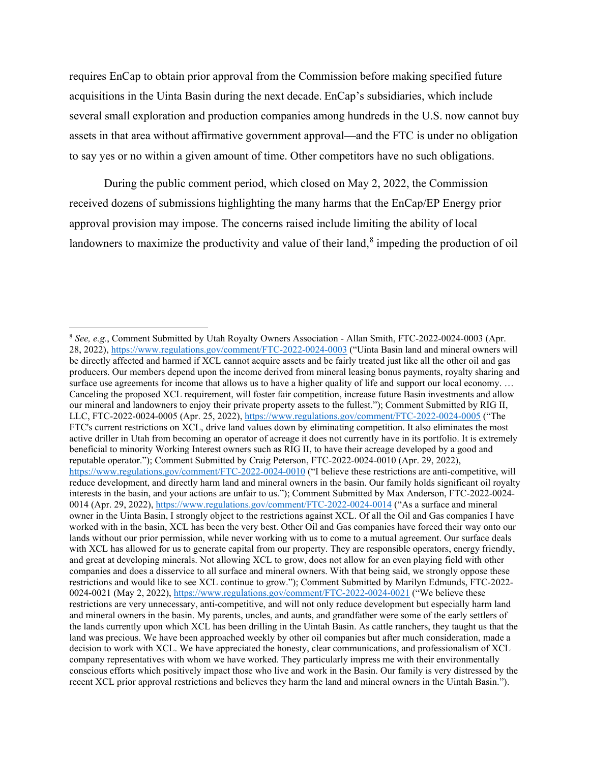requires EnCap to obtain prior approval from the Commission before making specified future acquisitions in the Uinta Basin during the next decade. EnCap's subsidiaries, which include several small exploration and production companies among hundreds in the U.S. now cannot buy assets in that area without affirmative government approval—and the FTC is under no obligation to say yes or no within a given amount of time. Other competitors have no such obligations.

During the public comment period, which closed on May 2, 2022, the Commission received dozens of submissions highlighting the many harms that the EnCap/EP Energy prior approval provision may impose. The concerns raised include limiting the ability of local landowners to maximize the productivity and value of their land,[8] impeding the production of oil

---

[8] *See, e.g.*, Comment Submitted by Utah Royalty Owners Association - Allan Smith, FTC-2022-0024-0003 (Apr. 28, 2022), https://www.regulations.gov/comment/FTC-2022-0024-0003 ("Uinta Basin land and mineral owners will be directly affected and harmed if XCL cannot acquire assets and be fairly treated just like all the other oil and gas producers. Our members depend upon the income derived from mineral leasing bonus payments, royalty sharing and surface use agreements for income that allows us to have a higher quality of life and support our local economy. … Canceling the proposed XCL requirement, will foster fair competition, increase future Basin investments and allow our mineral and landowners to enjoy their private property assets to the fullest."); Comment Submitted by RIG II, LLC, FTC-2022-0024-0005 (Apr. 25, 2022), https://www.regulations.gov/comment/FTC-2022-0024-0005 ("The FTC's current restrictions on XCL, drive land values down by eliminating competition. It also eliminates the most active driller in Utah from becoming an operator of acreage it does not currently have in its portfolio. It is extremely beneficial to minority Working Interest owners such as RIG II, to have their acreage developed by a good and reputable operator."); Comment Submitted by Craig Peterson, FTC-2022-0024-0010 (Apr. 29, 2022), https://www.regulations.gov/comment/FTC-2022-0024-0010 ("I believe these restrictions are anti-competitive, will reduce development, and directly harm land and mineral owners in the basin. Our family holds significant oil royalty interests in the basin, and your actions are unfair to us."); Comment Submitted by Max Anderson, FTC-2022-0024-0014 (Apr. 29, 2022), https://www.regulations.gov/comment/FTC-2022-0024-0014 ("As a surface and mineral owner in the Uinta Basin, I strongly object to the restrictions against XCL. Of all the Oil and Gas companies I have worked with in the basin, XCL has been the very best. Other Oil and Gas companies have forced their way onto our lands without our prior permission, while never working with us to come to a mutual agreement. Our surface deals with XCL has allowed for us to generate capital from our property. They are responsible operators, energy friendly, and great at developing minerals. Not allowing XCL to grow, does not allow for an even playing field with other companies and does a disservice to all surface and mineral owners. With that being said, we strongly oppose these restrictions and would like to see XCL continue to grow."); Comment Submitted by Marilyn Edmunds, FTC-2022-0024-0021 (May 2, 2022), https://www.regulations.gov/comment/FTC-2022-0024-0021 ("We believe these restrictions are very unnecessary, anti-competitive, and will not only reduce development but especially harm land and mineral owners in the basin. My parents, uncles, and aunts, and grandfather were some of the early settlers of the lands currently upon which XCL has been drilling in the Uintah Basin. As cattle ranchers, they taught us that the land was precious. We have been approached weekly by other oil companies but after much consideration, made a decision to work with XCL. We have appreciated the honesty, clear communications, and professionalism of XCL company representatives with whom we have worked. They particularly impress me with their environmentally conscious efforts which positively impact those who live and work in the Basin. Our family is very distressed by the recent XCL prior approval restrictions and believes they harm the land and mineral owners in the Uintah Basin.").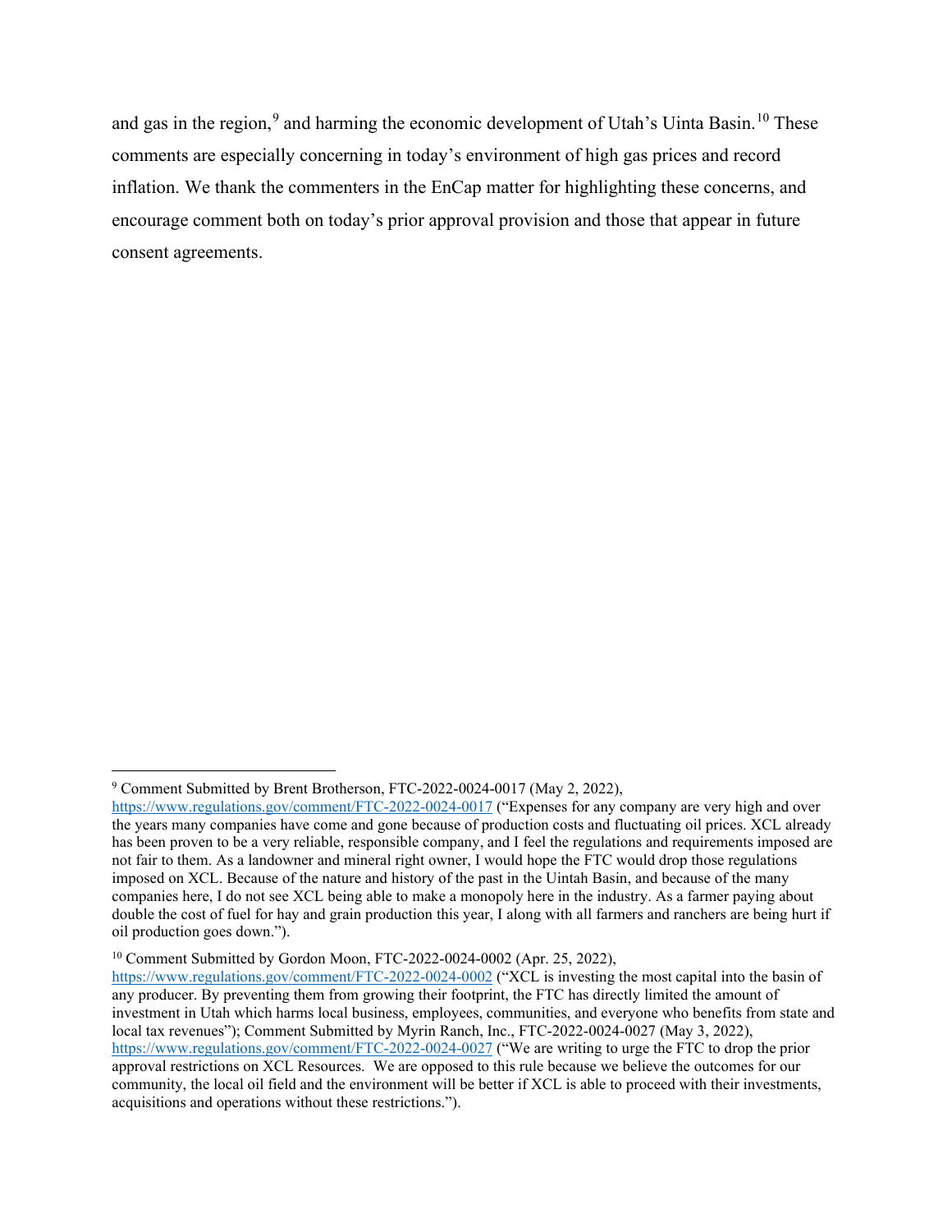and gas in the region,[9] and harming the economic development of Utah's Uinta Basin.[10] These comments are especially concerning in today's environment of high gas prices and record inflation. We thank the commenters in the EnCap matter for highlighting these concerns, and encourage comment both on today's prior approval provision and those that appear in future consent agreements.

---

[9] Comment Submitted by Brent Brotherson, FTC-2022-0024-0017 (May 2, 2022), https://www.regulations.gov/comment/FTC-2022-0024-0017 ("Expenses for any company are very high and over the years many companies have come and gone because of production costs and fluctuating oil prices. XCL already has been proven to be a very reliable, responsible company, and I feel the regulations and requirements imposed are not fair to them. As a landowner and mineral right owner, I would hope the FTC would drop those regulations imposed on XCL. Because of the nature and history of the past in the Uintah Basin, and because of the many companies here, I do not see XCL being able to make a monopoly here in the industry. As a farmer paying about double the cost of fuel for hay and grain production this year, I along with all farmers and ranchers are being hurt if oil production goes down.").

[10] Comment Submitted by Gordon Moon, FTC-2022-0024-0002 (Apr. 25, 2022), https://www.regulations.gov/comment/FTC-2022-0024-0002 ("XCL is investing the most capital into the basin of any producer. By preventing them from growing their footprint, the FTC has directly limited the amount of investment in Utah which harms local business, employees, communities, and everyone who benefits from state and local tax revenues"); Comment Submitted by Myrin Ranch, Inc., FTC-2022-0024-0027 (May 3, 2022), https://www.regulations.gov/comment/FTC-2022-0024-0027 ("We are writing to urge the FTC to drop the prior approval restrictions on XCL Resources. We are opposed to this rule because we believe the outcomes for our community, the local oil field and the environment will be better if XCL is able to proceed with their investments, acquisitions and operations without these restrictions.").